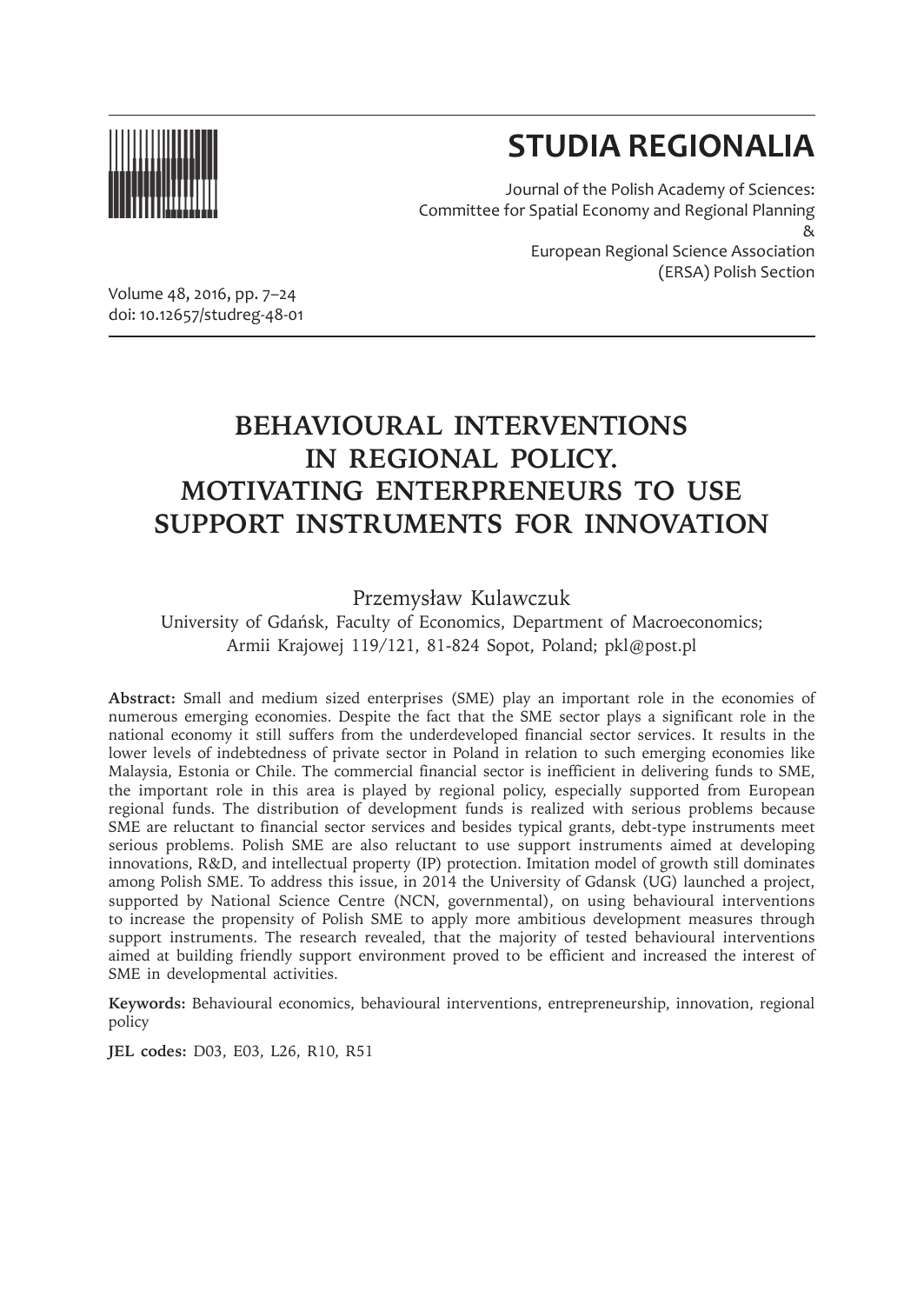# STUDIA REGIONALIA

Journal of the Polish Academy of Sciences:
Committee for Spatial Economy and Regional Planning
&
European Regional Science Association
(ERSA) Polish Section

Volume 48, 2016, pp. 7–24
doi: 10.12657/studreg-48-01

## BEHAVIOURAL INTERVENTIONS IN REGIONAL POLICY. MOTIVATING ENTERPRENEURS TO USE SUPPORT INSTRUMENTS FOR INNOVATION

Przemysław Kulawczuk

University of Gdańsk, Faculty of Economics, Department of Macroeconomics; Armii Krajowej 119/121, 81-824 Sopot, Poland; pkl@post.pl

**Abstract:** Small and medium sized enterprises (SME) play an important role in the economies of numerous emerging economies. Despite the fact that the SME sector plays a significant role in the national economy it still suffers from the underdeveloped financial sector services. It results in the lower levels of indebtedness of private sector in Poland in relation to such emerging economies like Malaysia, Estonia or Chile. The commercial financial sector is inefficient in delivering funds to SME, the important role in this area is played by regional policy, especially supported from European regional funds. The distribution of development funds is realized with serious problems because SME are reluctant to financial sector services and besides typical grants, debt-type instruments meet serious problems. Polish SME are also reluctant to use support instruments aimed at developing innovations, R&D, and intellectual property (IP) protection. Imitation model of growth still dominates among Polish SME. To address this issue, in 2014 the University of Gdansk (UG) launched a project, supported by National Science Centre (NCN, governmental), on using behavioural interventions to increase the propensity of Polish SME to apply more ambitious development measures through support instruments. The research revealed, that the majority of tested behavioural interventions aimed at building friendly support environment proved to be efficient and increased the interest of SME in developmental activities.

**Keywords:** Behavioural economics, behavioural interventions, entrepreneurship, innovation, regional policy

**JEL codes:** D03, E03, L26, R10, R51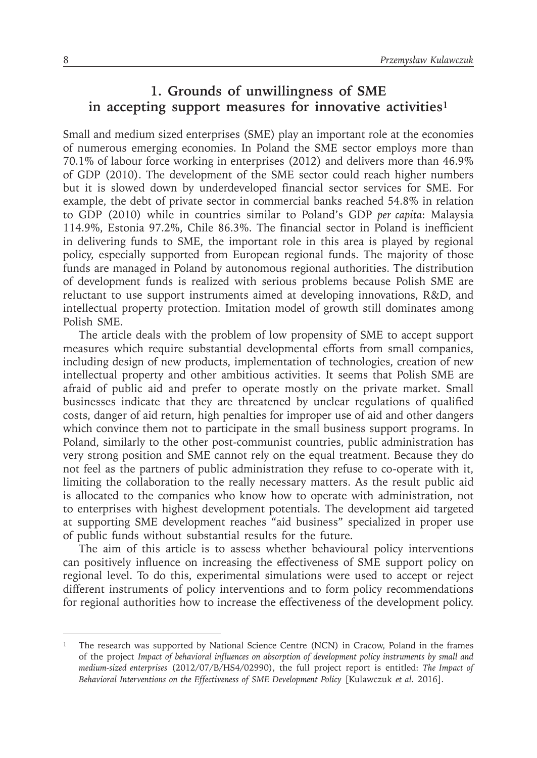## 1. Grounds of unwillingness of SME in accepting support measures for innovative activities[1]

Small and medium sized enterprises (SME) play an important role at the economies of numerous emerging economies. In Poland the SME sector employs more than 70.1% of labour force working in enterprises (2012) and delivers more than 46.9% of GDP (2010). The development of the SME sector could reach higher numbers but it is slowed down by underdeveloped financial sector services for SME. For example, the debt of private sector in commercial banks reached 54.8% in relation to GDP (2010) while in countries similar to Poland's GDP *per capita*: Malaysia 114.9%, Estonia 97.2%, Chile 86.3%. The financial sector in Poland is inefficient in delivering funds to SME, the important role in this area is played by regional policy, especially supported from European regional funds. The majority of those funds are managed in Poland by autonomous regional authorities. The distribution of development funds is realized with serious problems because Polish SME are reluctant to use support instruments aimed at developing innovations, R&D, and intellectual property protection. Imitation model of growth still dominates among Polish SME.

The article deals with the problem of low propensity of SME to accept support measures which require substantial developmental efforts from small companies, including design of new products, implementation of technologies, creation of new intellectual property and other ambitious activities. It seems that Polish SME are afraid of public aid and prefer to operate mostly on the private market. Small businesses indicate that they are threatened by unclear regulations of qualified costs, danger of aid return, high penalties for improper use of aid and other dangers which convince them not to participate in the small business support programs. In Poland, similarly to the other post-communist countries, public administration has very strong position and SME cannot rely on the equal treatment. Because they do not feel as the partners of public administration they refuse to co-operate with it, limiting the collaboration to the really necessary matters. As the result public aid is allocated to the companies who know how to operate with administration, not to enterprises with highest development potentials. The development aid targeted at supporting SME development reaches "aid business" specialized in proper use of public funds without substantial results for the future.

The aim of this article is to assess whether behavioural policy interventions can positively influence on increasing the effectiveness of SME support policy on regional level. To do this, experimental simulations were used to accept or reject different instruments of policy interventions and to form policy recommendations for regional authorities how to increase the effectiveness of the development policy.

[1] The research was supported by National Science Centre (NCN) in Cracow, Poland in the frames of the project *Impact of behavioral influences on absorption of development policy instruments by small and medium-sized enterprises* (2012/07/B/HS4/02990), the full project report is entitled: *The Impact of Behavioral Interventions on the Effectiveness of SME Development Policy* [Kulawczuk *et al.* 2016].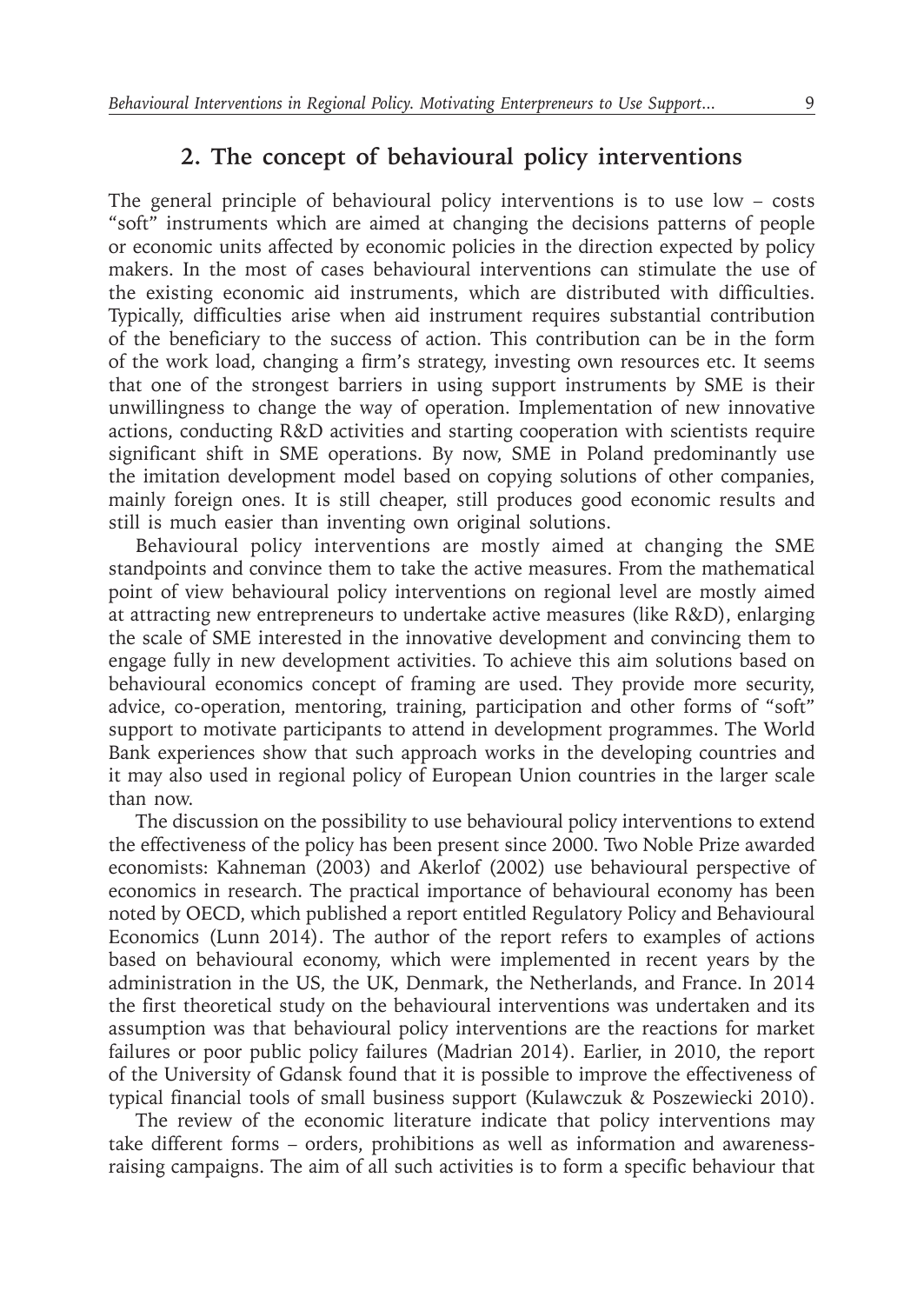## 2. The concept of behavioural policy interventions

The general principle of behavioural policy interventions is to use low – costs "soft" instruments which are aimed at changing the decisions patterns of people or economic units affected by economic policies in the direction expected by policy makers. In the most of cases behavioural interventions can stimulate the use of the existing economic aid instruments, which are distributed with difficulties. Typically, difficulties arise when aid instrument requires substantial contribution of the beneficiary to the success of action. This contribution can be in the form of the work load, changing a firm's strategy, investing own resources etc. It seems that one of the strongest barriers in using support instruments by SME is their unwillingness to change the way of operation. Implementation of new innovative actions, conducting R&D activities and starting cooperation with scientists require significant shift in SME operations. By now, SME in Poland predominantly use the imitation development model based on copying solutions of other companies, mainly foreign ones. It is still cheaper, still produces good economic results and still is much easier than inventing own original solutions.

Behavioural policy interventions are mostly aimed at changing the SME standpoints and convince them to take the active measures. From the mathematical point of view behavioural policy interventions on regional level are mostly aimed at attracting new entrepreneurs to undertake active measures (like R&D), enlarging the scale of SME interested in the innovative development and convincing them to engage fully in new development activities. To achieve this aim solutions based on behavioural economics concept of framing are used. They provide more security, advice, co-operation, mentoring, training, participation and other forms of "soft" support to motivate participants to attend in development programmes. The World Bank experiences show that such approach works in the developing countries and it may also used in regional policy of European Union countries in the larger scale than now.

The discussion on the possibility to use behavioural policy interventions to extend the effectiveness of the policy has been present since 2000. Two Noble Prize awarded economists: Kahneman (2003) and Akerlof (2002) use behavioural perspective of economics in research. The practical importance of behavioural economy has been noted by OECD, which published a report entitled Regulatory Policy and Behavioural Economics (Lunn 2014). The author of the report refers to examples of actions based on behavioural economy, which were implemented in recent years by the administration in the US, the UK, Denmark, the Netherlands, and France. In 2014 the first theoretical study on the behavioural interventions was undertaken and its assumption was that behavioural policy interventions are the reactions for market failures or poor public policy failures (Madrian 2014). Earlier, in 2010, the report of the University of Gdansk found that it is possible to improve the effectiveness of typical financial tools of small business support (Kulawczuk & Poszewiecki 2010).

The review of the economic literature indicate that policy interventions may take different forms – orders, prohibitions as well as information and awareness-raising campaigns. The aim of all such activities is to form a specific behaviour that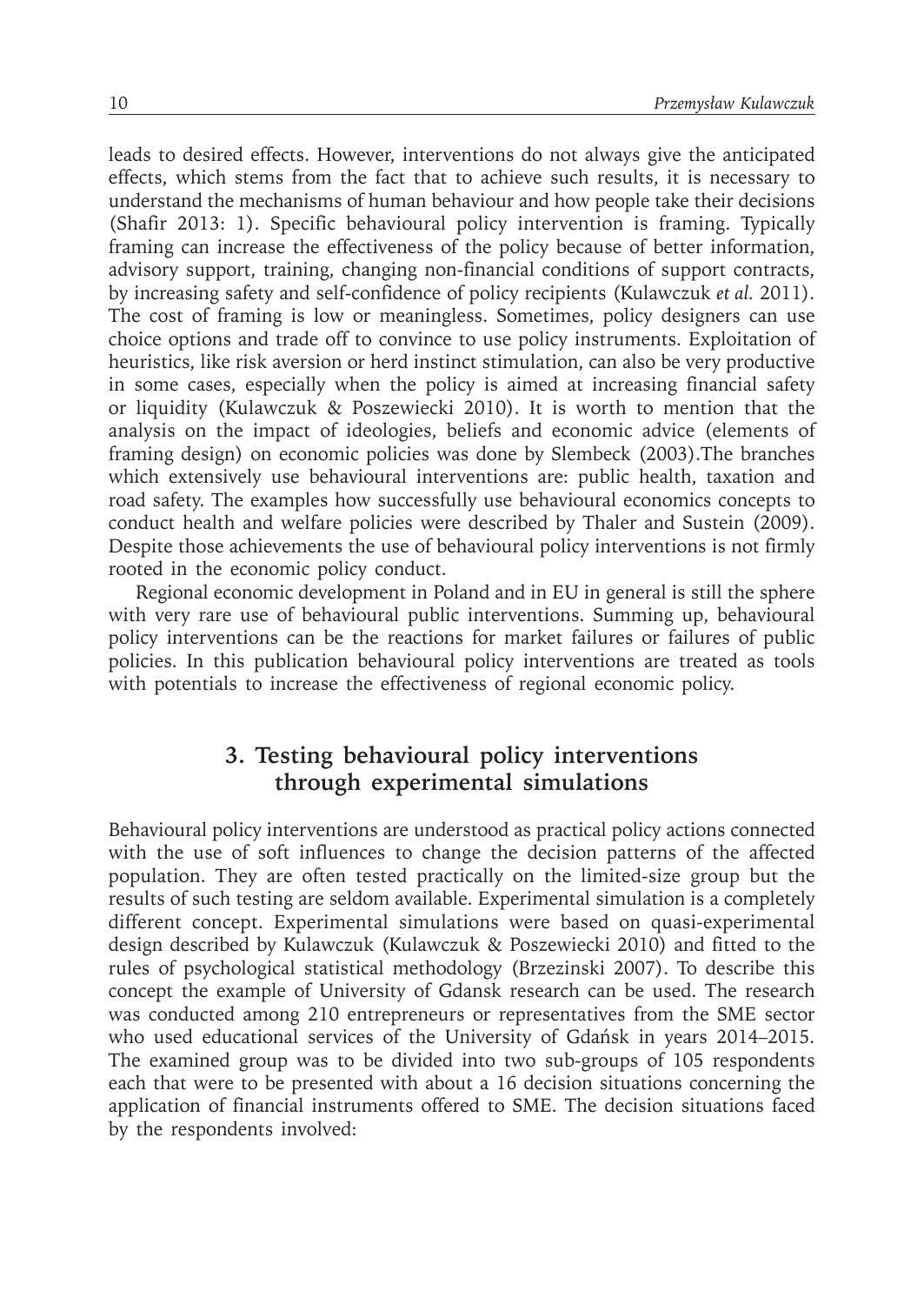leads to desired effects. However, interventions do not always give the anticipated effects, which stems from the fact that to achieve such results, it is necessary to understand the mechanisms of human behaviour and how people take their decisions (Shafir 2013: 1). Specific behavioural policy intervention is framing. Typically framing can increase the effectiveness of the policy because of better information, advisory support, training, changing non-financial conditions of support contracts, by increasing safety and self-confidence of policy recipients (Kulawczuk *et al.* 2011). The cost of framing is low or meaningless. Sometimes, policy designers can use choice options and trade off to convince to use policy instruments. Exploitation of heuristics, like risk aversion or herd instinct stimulation, can also be very productive in some cases, especially when the policy is aimed at increasing financial safety or liquidity (Kulawczuk & Poszewiecki 2010). It is worth to mention that the analysis on the impact of ideologies, beliefs and economic advice (elements of framing design) on economic policies was done by Slembeck (2003).The branches which extensively use behavioural interventions are: public health, taxation and road safety. The examples how successfully use behavioural economics concepts to conduct health and welfare policies were described by Thaler and Sustein (2009). Despite those achievements the use of behavioural policy interventions is not firmly rooted in the economic policy conduct.

Regional economic development in Poland and in EU in general is still the sphere with very rare use of behavioural public interventions. Summing up, behavioural policy interventions can be the reactions for market failures or failures of public policies. In this publication behavioural policy interventions are treated as tools with potentials to increase the effectiveness of regional economic policy.

## 3. Testing behavioural policy interventions through experimental simulations

Behavioural policy interventions are understood as practical policy actions connected with the use of soft influences to change the decision patterns of the affected population. They are often tested practically on the limited-size group but the results of such testing are seldom available. Experimental simulation is a completely different concept. Experimental simulations were based on quasi-experimental design described by Kulawczuk (Kulawczuk & Poszewiecki 2010) and fitted to the rules of psychological statistical methodology (Brzezinski 2007). To describe this concept the example of University of Gdansk research can be used. The research was conducted among 210 entrepreneurs or representatives from the SME sector who used educational services of the University of Gdańsk in years 2014–2015. The examined group was to be divided into two sub-groups of 105 respondents each that were to be presented with about a 16 decision situations concerning the application of financial instruments offered to SME. The decision situations faced by the respondents involved: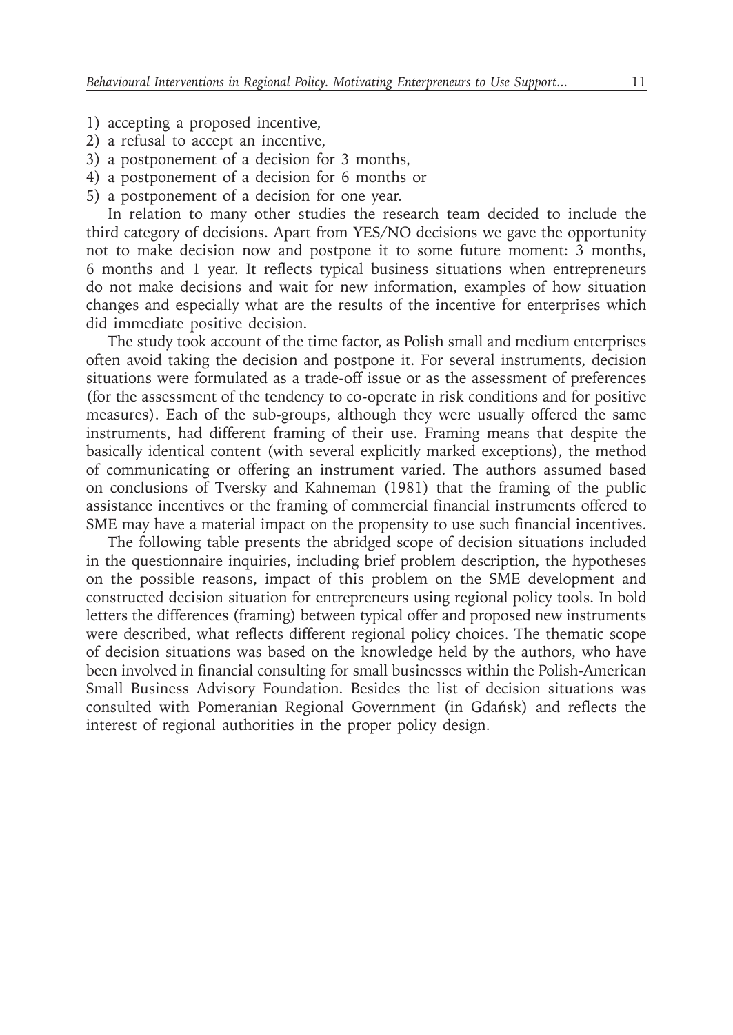1) accepting a proposed incentive,
2) a refusal to accept an incentive,
3) a postponement of a decision for 3 months,
4) a postponement of a decision for 6 months or
5) a postponement of a decision for one year.

In relation to many other studies the research team decided to include the third category of decisions. Apart from YES/NO decisions we gave the opportunity not to make decision now and postpone it to some future moment: 3 months, 6 months and 1 year. It reflects typical business situations when entrepreneurs do not make decisions and wait for new information, examples of how situation changes and especially what are the results of the incentive for enterprises which did immediate positive decision.

The study took account of the time factor, as Polish small and medium enterprises often avoid taking the decision and postpone it. For several instruments, decision situations were formulated as a trade-off issue or as the assessment of preferences (for the assessment of the tendency to co-operate in risk conditions and for positive measures). Each of the sub-groups, although they were usually offered the same instruments, had different framing of their use. Framing means that despite the basically identical content (with several explicitly marked exceptions), the method of communicating or offering an instrument varied. The authors assumed based on conclusions of Tversky and Kahneman (1981) that the framing of the public assistance incentives or the framing of commercial financial instruments offered to SME may have a material impact on the propensity to use such financial incentives.

The following table presents the abridged scope of decision situations included in the questionnaire inquiries, including brief problem description, the hypotheses on the possible reasons, impact of this problem on the SME development and constructed decision situation for entrepreneurs using regional policy tools. In bold letters the differences (framing) between typical offer and proposed new instruments were described, what reflects different regional policy choices. The thematic scope of decision situations was based on the knowledge held by the authors, who have been involved in financial consulting for small businesses within the Polish-American Small Business Advisory Foundation. Besides the list of decision situations was consulted with Pomeranian Regional Government (in Gdańsk) and reflects the interest of regional authorities in the proper policy design.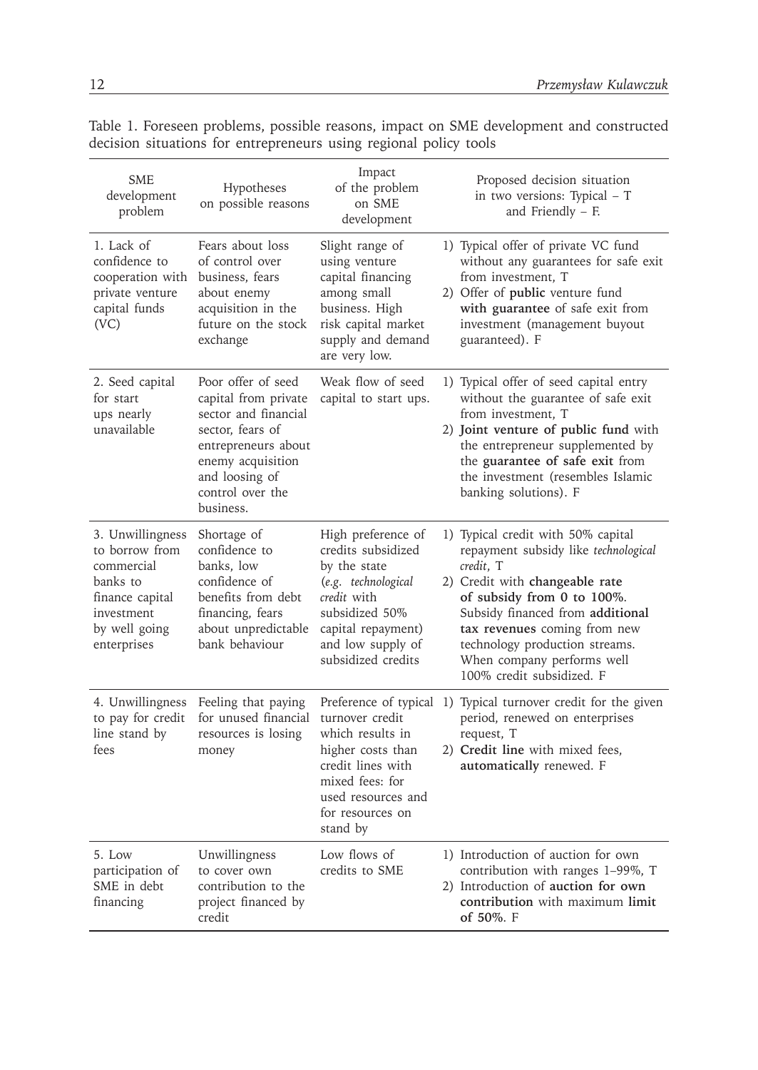Table 1. Foreseen problems, possible reasons, impact on SME development and constructed decision situations for entrepreneurs using regional policy tools

| SME development problem | Hypotheses on possible reasons | Impact of the problem on SME development | Proposed decision situation in two versions: Typical – T and Friendly – F. |
|---|---|---|---|
| 1. Lack of confidence to cooperation with private venture capital funds (VC) | Fears about loss of control over business, fears about enemy acquisition in the future on the stock exchange | Slight range of using venture capital financing among small business. High risk capital market supply and demand are very low. | 1) Typical offer of private VC fund without any guarantees for safe exit from investment, T<br>2) Offer of **public** venture fund **with guarantee** of safe exit from investment (management buyout guaranteed). F |
| 2. Seed capital for start ups nearly unavailable | Poor offer of seed capital from private sector and financial sector, fears of entrepreneurs about enemy acquisition and loosing of control over the business. | Weak flow of seed capital to start ups. | 1) Typical offer of seed capital entry without the guarantee of safe exit from investment, T<br>2) **Joint venture of public fund** with the entrepreneur supplemented by the **guarantee of safe exit** from the investment (resembles Islamic banking solutions). F |
| 3. Unwillingness to borrow from commercial banks to finance capital investment by well going enterprises | Shortage of confidence to banks, low confidence of benefits from debt financing, fears about unpredictable bank behaviour | High preference of credits subsidized by the state (*e.g. technological credit* with subsidized 50% capital repayment) and low supply of subsidized credits | 1) Typical credit with 50% capital repayment subsidy like *technological credit*, T<br>2) Credit with **changeable rate of subsidy from 0 to 100%**. Subsidy financed from **additional tax revenues** coming from new technology production streams. When company performs well 100% credit subsidized. F |
| 4. Unwillingness to pay for credit line stand by fees | Feeling that paying for unused financial resources is losing money | Preference of typical turnover credit which results in higher costs than credit lines with mixed fees: for used resources and for resources on stand by | 1) Typical turnover credit for the given period, renewed on enterprises request, T<br>2) **Credit line** with mixed fees, **automatically** renewed. F |
| 5. Low participation of SME in debt financing | Unwillingness to cover own contribution to the project financed by credit | Low flows of credits to SME | 1) Introduction of auction for own contribution with ranges 1–99%, T<br>2) Introduction of **auction for own contribution** with maximum **limit of 50%**. F |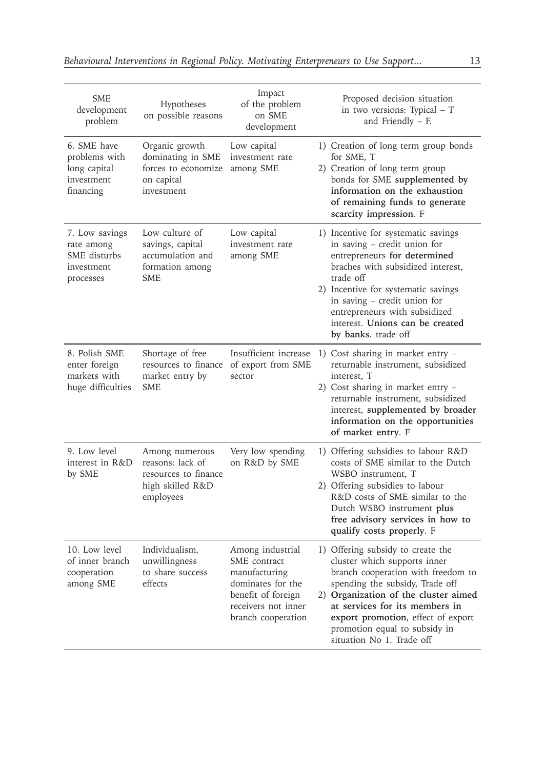| SME development problem | Hypotheses on possible reasons | Impact of the problem on SME development | Proposed decision situation in two versions: Typical – T and Friendly – F. |
|---|---|---|---|
| 6. SME have problems with long capital investment financing | Organic growth dominating in SME forces to economize on capital investment | Low capital investment rate among SME | 1) Creation of long term group bonds for SME, T<br>2) Creation of long term group bonds for SME **supplemented by information on the exhaustion of remaining funds to generate scarcity impression**. F |
| 7. Low savings rate among SME disturbs investment processes | Low culture of savings, capital accumulation and formation among SME | Low capital investment rate among SME | 1) Incentive for systematic savings in saving – credit union for entrepreneurs **for determined** braches with subsidized interest, trade off<br>2) Incentive for systematic savings in saving – credit union for entrepreneurs with subsidized interest. **Unions can be created by banks**. trade off |
| 8. Polish SME enter foreign markets with huge difficulties | Shortage of free resources to finance market entry by SME | Insufficient increase of export from SME sector | 1) Cost sharing in market entry – returnable instrument, subsidized interest, T<br>2) Cost sharing in market entry – returnable instrument, subsidized interest, **supplemented by broader information on the opportunities of market entry**. F |
| 9. Low level interest in R&D by SME | Among numerous reasons: lack of resources to finance high skilled R&D employees | Very low spending on R&D by SME | 1) Offering subsidies to labour R&D costs of SME similar to the Dutch WSBO instrument, T<br>2) Offering subsidies to labour R&D costs of SME similar to the Dutch WSBO instrument **plus free advisory services in how to qualify costs properly**. F |
| 10. Low level of inner branch cooperation among SME | Individualism, unwillingness to share success effects | Among industrial SME contract manufacturing dominates for the benefit of foreign receivers not inner branch cooperation | 1) Offering subsidy to create the cluster which supports inner branch cooperation with freedom to spending the subsidy, Trade off<br>2) **Organization of the cluster aimed at services for its members in export promotion**, effect of export promotion equal to subsidy in situation No 1. Trade off |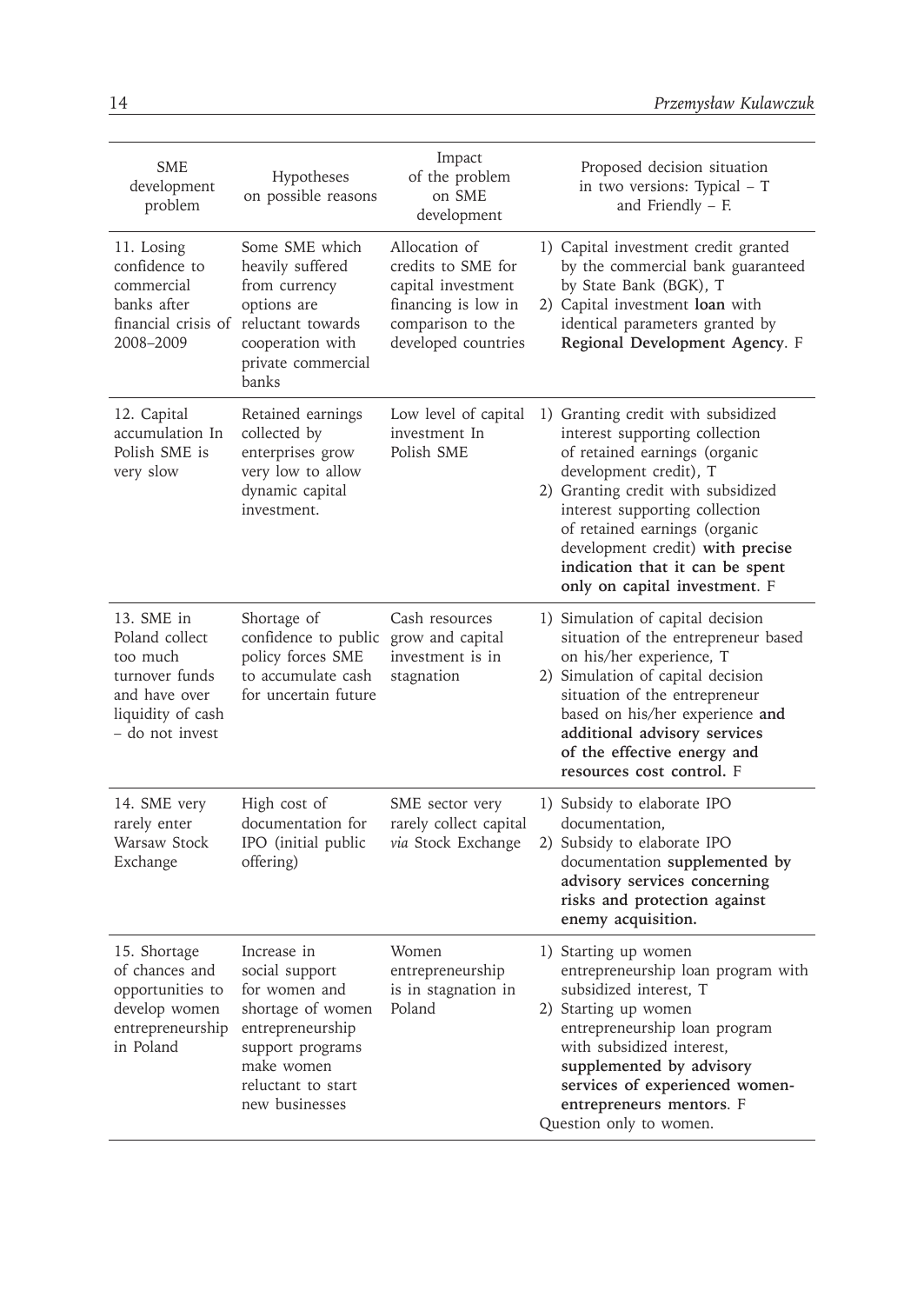| SME development problem | Hypotheses on possible reasons | Impact of the problem on SME development | Proposed decision situation in two versions: Typical – T and Friendly – F. |
|---|---|---|---|
| 11. Losing confidence to commercial banks after financial crisis of 2008–2009 | Some SME which heavily suffered from currency options are reluctant towards cooperation with private commercial banks | Allocation of credits to SME for capital investment financing is low in comparison to the developed countries | 1) Capital investment credit granted by the commercial bank guaranteed by State Bank (BGK), T<br>2) Capital investment **loan** with identical parameters granted by **Regional Development Agency**. F |
| 12. Capital accumulation In Polish SME is very slow | Retained earnings collected by enterprises grow very low to allow dynamic capital investment. | Low level of capital investment In Polish SME | 1) Granting credit with subsidized interest supporting collection of retained earnings (organic development credit), T<br>2) Granting credit with subsidized interest supporting collection of retained earnings (organic development credit) **with precise indication that it can be spent only on capital investment**. F |
| 13. SME in Poland collect too much turnover funds and have over liquidity of cash – do not invest | Shortage of confidence to public policy forces SME to accumulate cash for uncertain future | Cash resources grow and capital investment is in stagnation | 1) Simulation of capital decision situation of the entrepreneur based on his/her experience, T<br>2) Simulation of capital decision situation of the entrepreneur based on his/her experience **and additional advisory services of the effective energy and resources cost control.** F |
| 14. SME very rarely enter Warsaw Stock Exchange | High cost of documentation for IPO (initial public offering) | SME sector very rarely collect capital *via* Stock Exchange | 1) Subsidy to elaborate IPO documentation,<br>2) Subsidy to elaborate IPO documentation **supplemented by advisory services concerning risks and protection against enemy acquisition.** |
| 15. Shortage of chances and opportunities to develop women entrepreneurship in Poland | Increase in social support for women and shortage of women entrepreneurship support programs make women reluctant to start new businesses | Women entrepreneurship is in stagnation in Poland | 1) Starting up women entrepreneurship loan program with subsidized interest, T<br>2) Starting up women entrepreneurship loan program with subsidized interest, **supplemented by advisory services of experienced women-entrepreneurs mentors**. F<br>Question only to women. |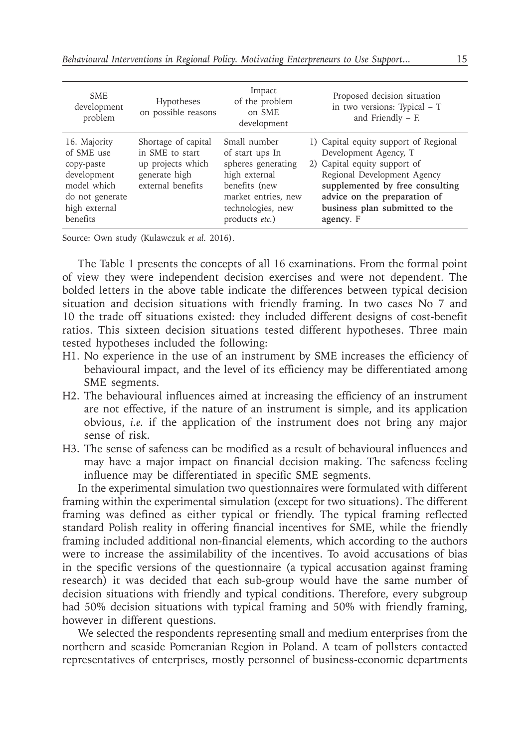| SME development problem | Hypotheses on possible reasons | Impact of the problem on SME development | Proposed decision situation in two versions: Typical – T and Friendly – F. |
|---|---|---|---|
| 16. Majority of SME use copy-paste development model which do not generate high external benefits | Shortage of capital in SME to start up projects which generate high external benefits | Small number of start ups In spheres generating high external benefits (new market entries, new technologies, new products *etc.*) | 1) Capital equity support of Regional Development Agency, T<br>2) Capital equity support of Regional Development Agency **supplemented by free consulting advice on the preparation of business plan submitted to the agency**. F |

Source: Own study (Kulawczuk *et al.* 2016).

The Table 1 presents the concepts of all 16 examinations. From the formal point of view they were independent decision exercises and were not dependent. The bolded letters in the above table indicate the differences between typical decision situation and decision situations with friendly framing. In two cases No 7 and 10 the trade off situations existed: they included different designs of cost-benefit ratios. This sixteen decision situations tested different hypotheses. Three main tested hypotheses included the following:

- H1. No experience in the use of an instrument by SME increases the efficiency of behavioural impact, and the level of its efficiency may be differentiated among SME segments.
- H2. The behavioural influences aimed at increasing the efficiency of an instrument are not effective, if the nature of an instrument is simple, and its application obvious, *i.e.* if the application of the instrument does not bring any major sense of risk.
- H3. The sense of safeness can be modified as a result of behavioural influences and may have a major impact on financial decision making. The safeness feeling influence may be differentiated in specific SME segments.

In the experimental simulation two questionnaires were formulated with different framing within the experimental simulation (except for two situations). The different framing was defined as either typical or friendly. The typical framing reflected standard Polish reality in offering financial incentives for SME, while the friendly framing included additional non-financial elements, which according to the authors were to increase the assimilability of the incentives. To avoid accusations of bias in the specific versions of the questionnaire (a typical accusation against framing research) it was decided that each sub-group would have the same number of decision situations with friendly and typical conditions. Therefore, every subgroup had 50% decision situations with typical framing and 50% with friendly framing, however in different questions.

We selected the respondents representing small and medium enterprises from the northern and seaside Pomeranian Region in Poland. A team of pollsters contacted representatives of enterprises, mostly personnel of business-economic departments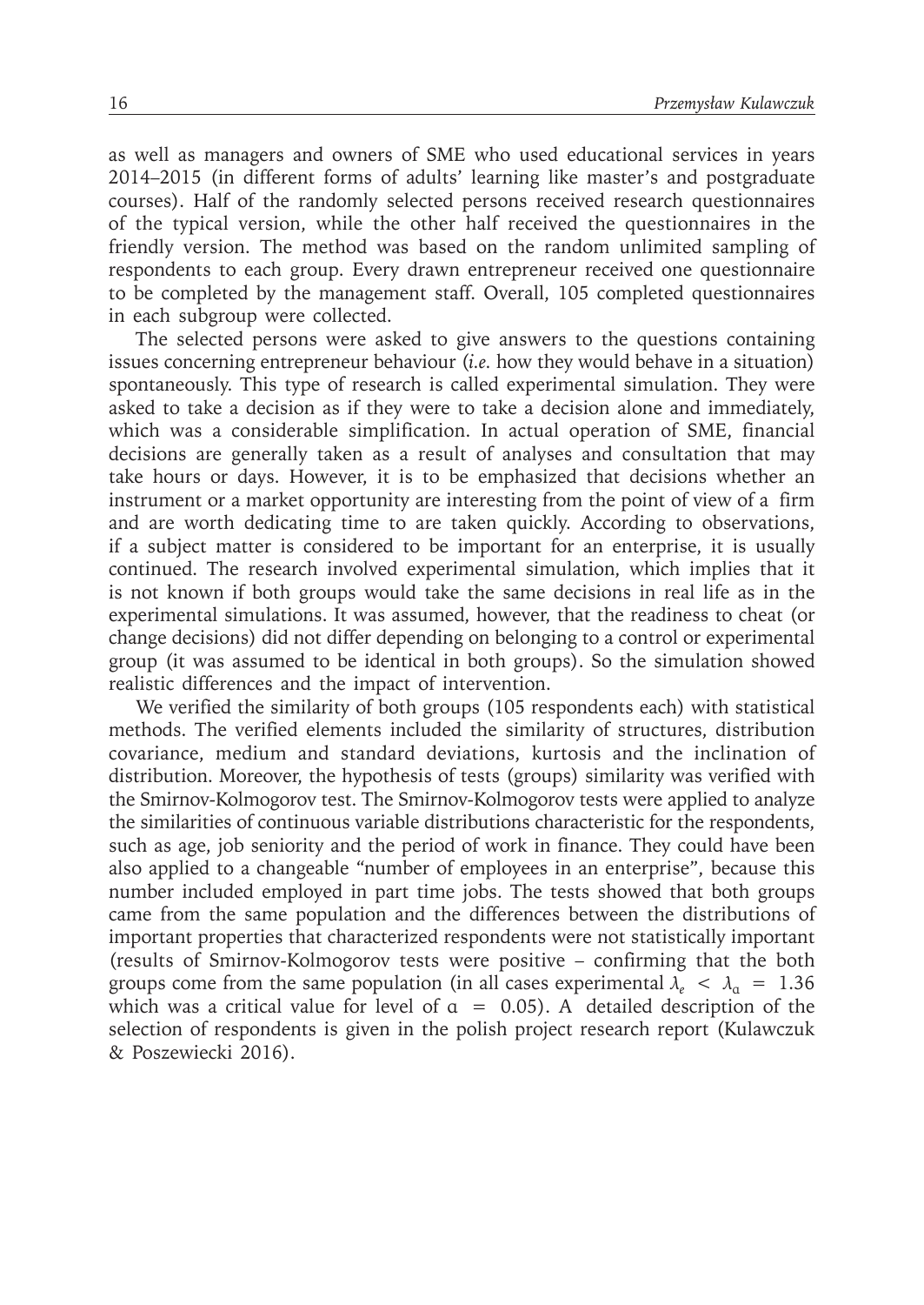as well as managers and owners of SME who used educational services in years 2014–2015 (in different forms of adults' learning like master's and postgraduate courses). Half of the randomly selected persons received research questionnaires of the typical version, while the other half received the questionnaires in the friendly version. The method was based on the random unlimited sampling of respondents to each group. Every drawn entrepreneur received one questionnaire to be completed by the management staff. Overall, 105 completed questionnaires in each subgroup were collected.

The selected persons were asked to give answers to the questions containing issues concerning entrepreneur behaviour (*i.e.* how they would behave in a situation) spontaneously. This type of research is called experimental simulation. They were asked to take a decision as if they were to take a decision alone and immediately, which was a considerable simplification. In actual operation of SME, financial decisions are generally taken as a result of analyses and consultation that may take hours or days. However, it is to be emphasized that decisions whether an instrument or a market opportunity are interesting from the point of view of a firm and are worth dedicating time to are taken quickly. According to observations, if a subject matter is considered to be important for an enterprise, it is usually continued. The research involved experimental simulation, which implies that it is not known if both groups would take the same decisions in real life as in the experimental simulations. It was assumed, however, that the readiness to cheat (or change decisions) did not differ depending on belonging to a control or experimental group (it was assumed to be identical in both groups). So the simulation showed realistic differences and the impact of intervention.

We verified the similarity of both groups (105 respondents each) with statistical methods. The verified elements included the similarity of structures, distribution covariance, medium and standard deviations, kurtosis and the inclination of distribution. Moreover, the hypothesis of tests (groups) similarity was verified with the Smirnov-Kolmogorov test. The Smirnov-Kolmogorov tests were applied to analyze the similarities of continuous variable distributions characteristic for the respondents, such as age, job seniority and the period of work in finance. They could have been also applied to a changeable "number of employees in an enterprise", because this number included employed in part time jobs. The tests showed that both groups came from the same population and the differences between the distributions of important properties that characterized respondents were not statistically important (results of Smirnov-Kolmogorov tests were positive – confirming that the both groups come from the same population (in all cases experimental $\lambda_e < \lambda_\alpha = 1.36$ which was a critical value for level of $\alpha = 0.05$). A detailed description of the selection of respondents is given in the polish project research report (Kulawczuk & Poszewiecki 2016).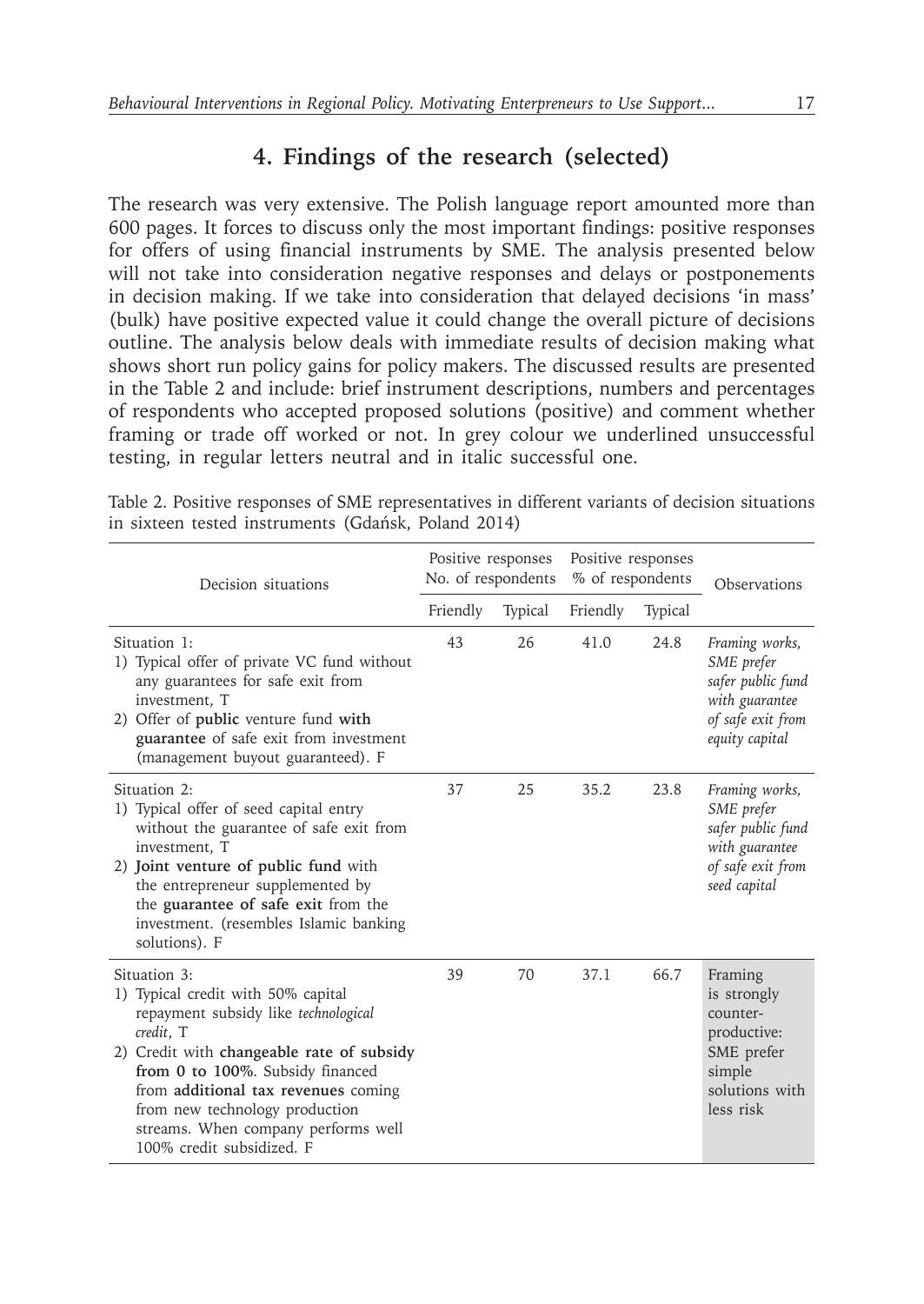## 4. Findings of the research (selected)

The research was very extensive. The Polish language report amounted more than 600 pages. It forces to discuss only the most important findings: positive responses for offers of using financial instruments by SME. The analysis presented below will not take into consideration negative responses and delays or postponements in decision making. If we take into consideration that delayed decisions 'in mass' (bulk) have positive expected value it could change the overall picture of decisions outline. The analysis below deals with immediate results of decision making what shows short run policy gains for policy makers. The discussed results are presented in the Table 2 and include: brief instrument descriptions, numbers and percentages of respondents who accepted proposed solutions (positive) and comment whether framing or trade off worked or not. In grey colour we underlined unsuccessful testing, in regular letters neutral and in italic successful one.

Table 2. Positive responses of SME representatives in different variants of decision situations in sixteen tested instruments (Gdańsk, Poland 2014)

| Decision situations | Positive responses No. of respondents | | Positive responses % of respondents | | Observations |
|---|---|---|---|---|---|
| | Friendly | Typical | Friendly | Typical | |
| Situation 1:<br>1) Typical offer of private VC fund without any guarantees for safe exit from investment, T<br>2) Offer of **public** venture fund **with guarantee** of safe exit from investment (management buyout guaranteed). F | 43 | 26 | 41.0 | 24.8 | *Framing works, SME prefer safer public fund with guarantee of safe exit from equity capital* |
| Situation 2:<br>1) Typical offer of seed capital entry without the guarantee of safe exit from investment, T<br>2) **Joint venture of public fund** with the entrepreneur supplemented by the **guarantee of safe exit** from the investment. (resembles Islamic banking solutions). F | 37 | 25 | 35.2 | 23.8 | *Framing works, SME prefer safer public fund with guarantee of safe exit from seed capital* |
| Situation 3:<br>1) Typical credit with 50% capital repayment subsidy like *technological credit*, T<br>2) Credit with **changeable rate of subsidy from 0 to 100%**. Subsidy financed from **additional tax revenues** coming from new technology production streams. When company performs well 100% credit subsidized. F | 39 | 70 | 37.1 | 66.7 | Framing is strongly counter-productive: SME prefer simple solutions with less risk |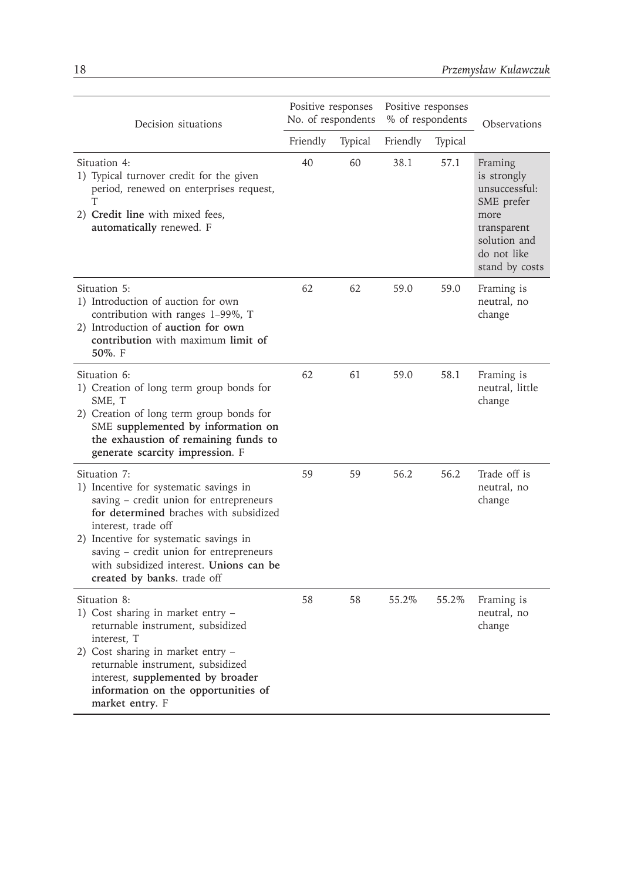| Decision situations | Positive responses No. of respondents | | Positive responses % of respondents | | Observations |
|---|---|---|---|---|---|
| | Friendly | Typical | Friendly | Typical | |
| Situation 4:<br>1) Typical turnover credit for the given period, renewed on enterprises request, T<br>2) **Credit line** with mixed fees, **automatically** renewed. F | 40 | 60 | 38.1 | 57.1 | Framing is strongly unsuccessful: SME prefer more transparent solution and do not like stand by costs |
| Situation 5:<br>1) Introduction of auction for own contribution with ranges 1–99%, T<br>2) Introduction of **auction for own contribution** with maximum **limit of 50%**. F | 62 | 62 | 59.0 | 59.0 | Framing is neutral, no change |
| Situation 6:<br>1) Creation of long term group bonds for SME, T<br>2) Creation of long term group bonds for SME **supplemented by information on the exhaustion of remaining funds to generate scarcity impression**. F | 62 | 61 | 59.0 | 58.1 | Framing is neutral, little change |
| Situation 7:<br>1) Incentive for systematic savings in saving – credit union for entrepreneurs **for determined** braches with subsidized interest, trade off<br>2) Incentive for systematic savings in saving – credit union for entrepreneurs with subsidized interest. **Unions can be created by banks**. trade off | 59 | 59 | 56.2 | 56.2 | Trade off is neutral, no change |
| Situation 8:<br>1) Cost sharing in market entry – returnable instrument, subsidized interest, T<br>2) Cost sharing in market entry – returnable instrument, subsidized interest, **supplemented by broader information on the opportunities of market entry**. F | 58 | 58 | 55.2% | 55.2% | Framing is neutral, no change |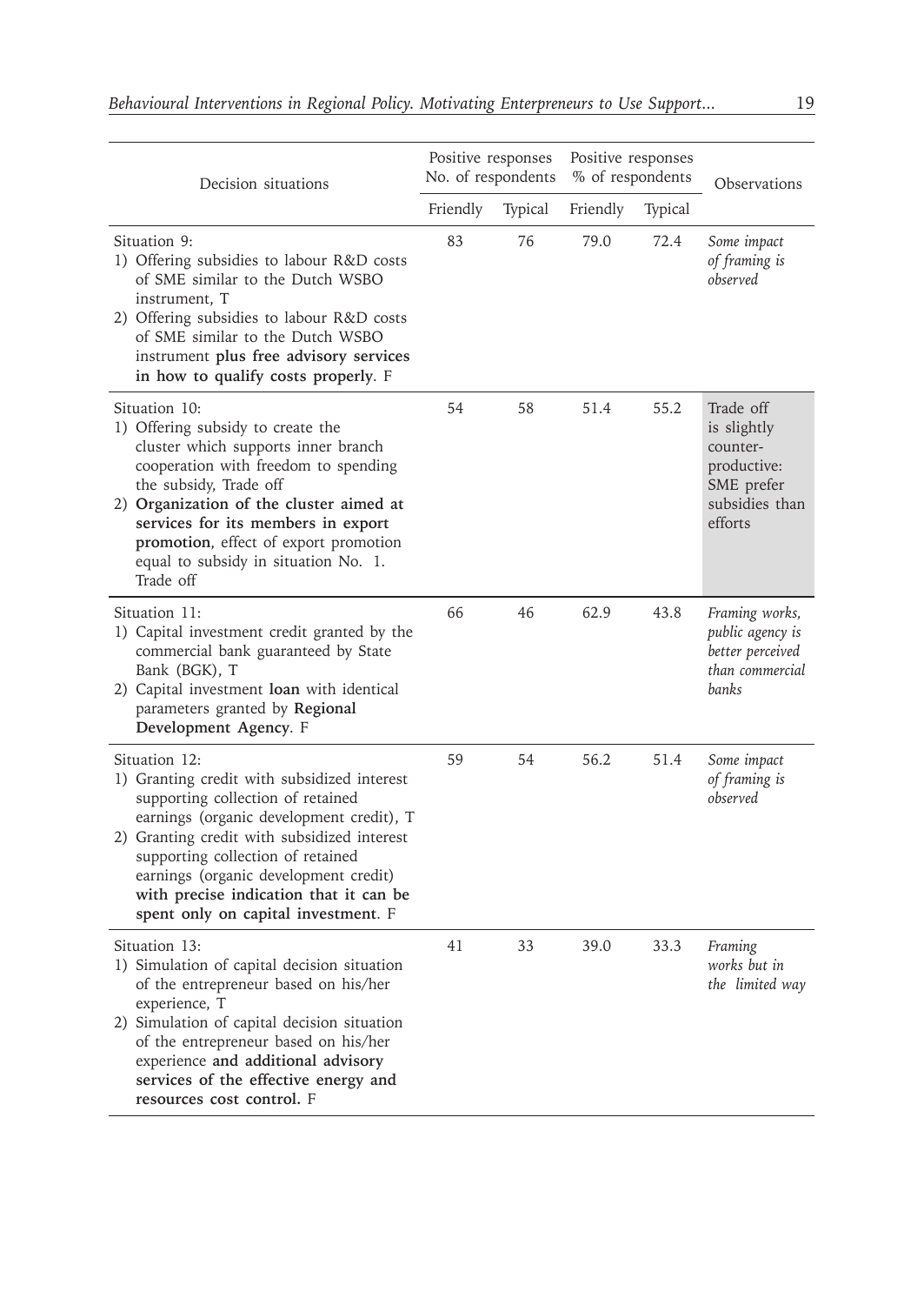| Decision situations | Positive responses No. of respondents | | Positive responses % of respondents | | Observations |
|---|---|---|---|---|---|
| | Friendly | Typical | Friendly | Typical | |
| Situation 9:<br>1) Offering subsidies to labour R&D costs of SME similar to the Dutch WSBO instrument, T<br>2) Offering subsidies to labour R&D costs of SME similar to the Dutch WSBO instrument **plus free advisory services in how to qualify costs properly**. F | 83 | 76 | 79.0 | 72.4 | *Some impact of framing is observed* |
| Situation 10:<br>1) Offering subsidy to create the cluster which supports inner branch cooperation with freedom to spending the subsidy, Trade off<br>2) **Organization of the cluster aimed at services for its members in export promotion**, effect of export promotion equal to subsidy in situation No. 1. Trade off | 54 | 58 | 51.4 | 55.2 | Trade off is slightly counter-productive: SME prefer subsidies than efforts |
| Situation 11:<br>1) Capital investment credit granted by the commercial bank guaranteed by State Bank (BGK), T<br>2) Capital investment **loan** with identical parameters granted by **Regional Development Agency**. F | 66 | 46 | 62.9 | 43.8 | *Framing works, public agency is better perceived than commercial banks* |
| Situation 12:<br>1) Granting credit with subsidized interest supporting collection of retained earnings (organic development credit), T<br>2) Granting credit with subsidized interest supporting collection of retained earnings (organic development credit) **with precise indication that it can be spent only on capital investment**. F | 59 | 54 | 56.2 | 51.4 | *Some impact of framing is observed* |
| Situation 13:<br>1) Simulation of capital decision situation of the entrepreneur based on his/her experience, T<br>2) Simulation of capital decision situation of the entrepreneur based on his/her experience **and additional advisory services of the effective energy and resources cost control.** F | 41 | 33 | 39.0 | 33.3 | *Framing works but in the limited way* |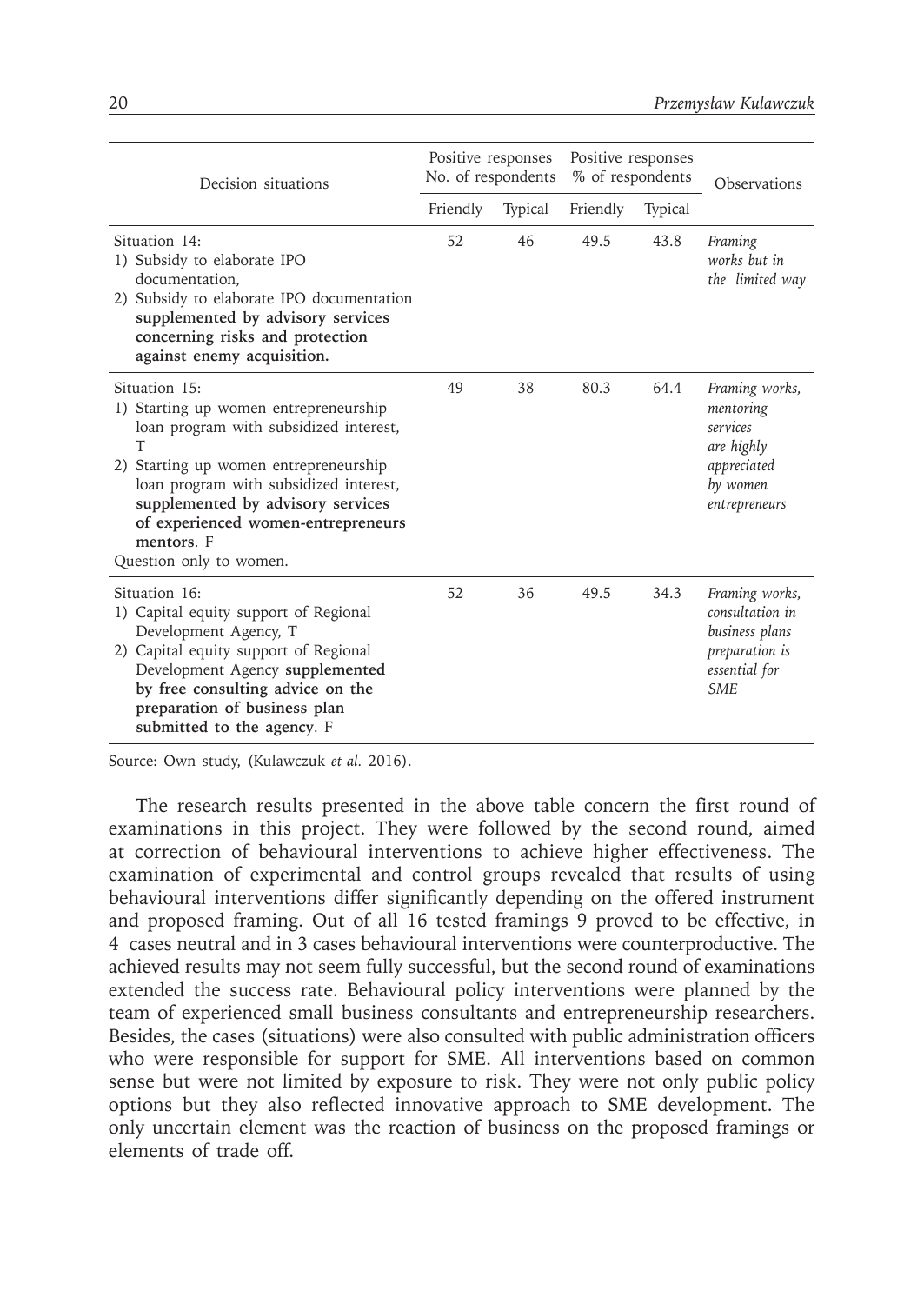| Decision situations | Positive responses No. of respondents | | Positive responses % of respondents | | Observations |
|---|---|---|---|---|---|
| | Friendly | Typical | Friendly | Typical | |
| Situation 14:<br>1) Subsidy to elaborate IPO documentation,<br>2) Subsidy to elaborate IPO documentation **supplemented by advisory services concerning risks and protection against enemy acquisition.** | 52 | 46 | 49.5 | 43.8 | *Framing works but in the limited way* |
| Situation 15:<br>1) Starting up women entrepreneurship loan program with subsidized interest, T<br>2) Starting up women entrepreneurship loan program with subsidized interest, **supplemented by advisory services of experienced women-entrepreneurs mentors**. F<br>Question only to women. | 49 | 38 | 80.3 | 64.4 | *Framing works, mentoring services are highly appreciated by women entrepreneurs* |
| Situation 16:<br>1) Capital equity support of Regional Development Agency, T<br>2) Capital equity support of Regional Development Agency **supplemented by free consulting advice on the preparation of business plan submitted to the agency**. F | 52 | 36 | 49.5 | 34.3 | *Framing works, consultation in business plans preparation is essential for SME* |

Source: Own study, (Kulawczuk *et al.* 2016).

The research results presented in the above table concern the first round of examinations in this project. They were followed by the second round, aimed at correction of behavioural interventions to achieve higher effectiveness. The examination of experimental and control groups revealed that results of using behavioural interventions differ significantly depending on the offered instrument and proposed framing. Out of all 16 tested framings 9 proved to be effective, in 4 cases neutral and in 3 cases behavioural interventions were counterproductive. The achieved results may not seem fully successful, but the second round of examinations extended the success rate. Behavioural policy interventions were planned by the team of experienced small business consultants and entrepreneurship researchers. Besides, the cases (situations) were also consulted with public administration officers who were responsible for support for SME. All interventions based on common sense but were not limited by exposure to risk. They were not only public policy options but they also reflected innovative approach to SME development. The only uncertain element was the reaction of business on the proposed framings or elements of trade off.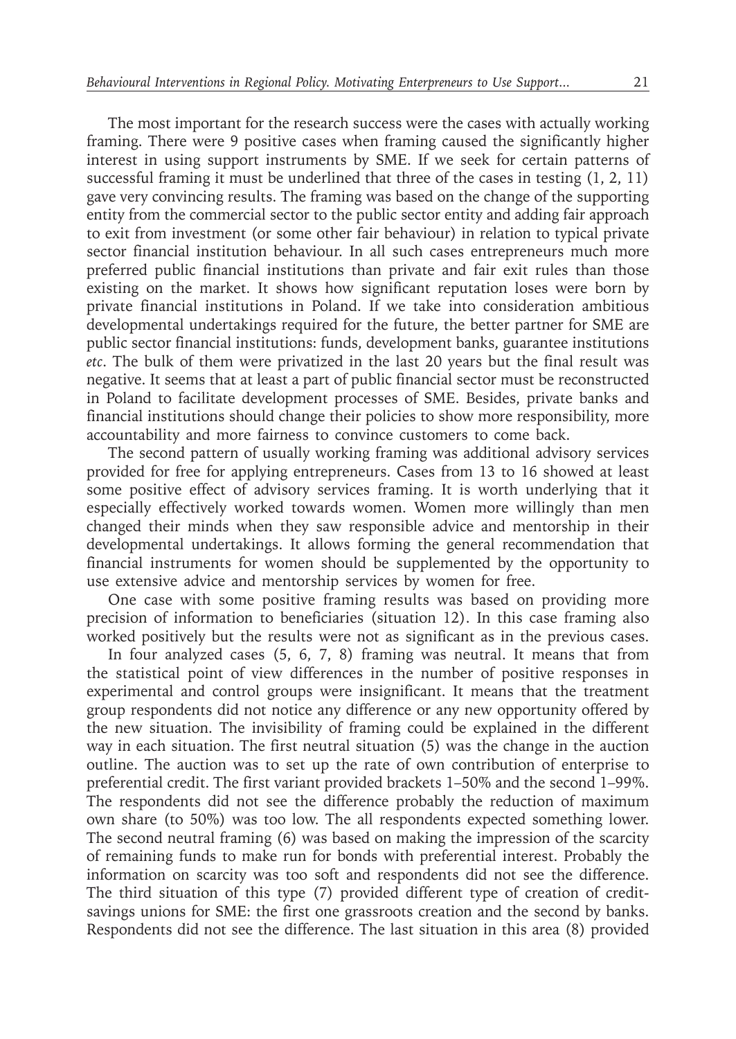The most important for the research success were the cases with actually working framing. There were 9 positive cases when framing caused the significantly higher interest in using support instruments by SME. If we seek for certain patterns of successful framing it must be underlined that three of the cases in testing (1, 2, 11) gave very convincing results. The framing was based on the change of the supporting entity from the commercial sector to the public sector entity and adding fair approach to exit from investment (or some other fair behaviour) in relation to typical private sector financial institution behaviour. In all such cases entrepreneurs much more preferred public financial institutions than private and fair exit rules than those existing on the market. It shows how significant reputation loses were born by private financial institutions in Poland. If we take into consideration ambitious developmental undertakings required for the future, the better partner for SME are public sector financial institutions: funds, development banks, guarantee institutions *etc*. The bulk of them were privatized in the last 20 years but the final result was negative. It seems that at least a part of public financial sector must be reconstructed in Poland to facilitate development processes of SME. Besides, private banks and financial institutions should change their policies to show more responsibility, more accountability and more fairness to convince customers to come back.

The second pattern of usually working framing was additional advisory services provided for free for applying entrepreneurs. Cases from 13 to 16 showed at least some positive effect of advisory services framing. It is worth underlying that it especially effectively worked towards women. Women more willingly than men changed their minds when they saw responsible advice and mentorship in their developmental undertakings. It allows forming the general recommendation that financial instruments for women should be supplemented by the opportunity to use extensive advice and mentorship services by women for free.

One case with some positive framing results was based on providing more precision of information to beneficiaries (situation 12). In this case framing also worked positively but the results were not as significant as in the previous cases.

In four analyzed cases (5, 6, 7, 8) framing was neutral. It means that from the statistical point of view differences in the number of positive responses in experimental and control groups were insignificant. It means that the treatment group respondents did not notice any difference or any new opportunity offered by the new situation. The invisibility of framing could be explained in the different way in each situation. The first neutral situation (5) was the change in the auction outline. The auction was to set up the rate of own contribution of enterprise to preferential credit. The first variant provided brackets 1–50% and the second 1–99%. The respondents did not see the difference probably the reduction of maximum own share (to 50%) was too low. The all respondents expected something lower. The second neutral framing (6) was based on making the impression of the scarcity of remaining funds to make run for bonds with preferential interest. Probably the information on scarcity was too soft and respondents did not see the difference. The third situation of this type (7) provided different type of creation of credit-savings unions for SME: the first one grassroots creation and the second by banks. Respondents did not see the difference. The last situation in this area (8) provided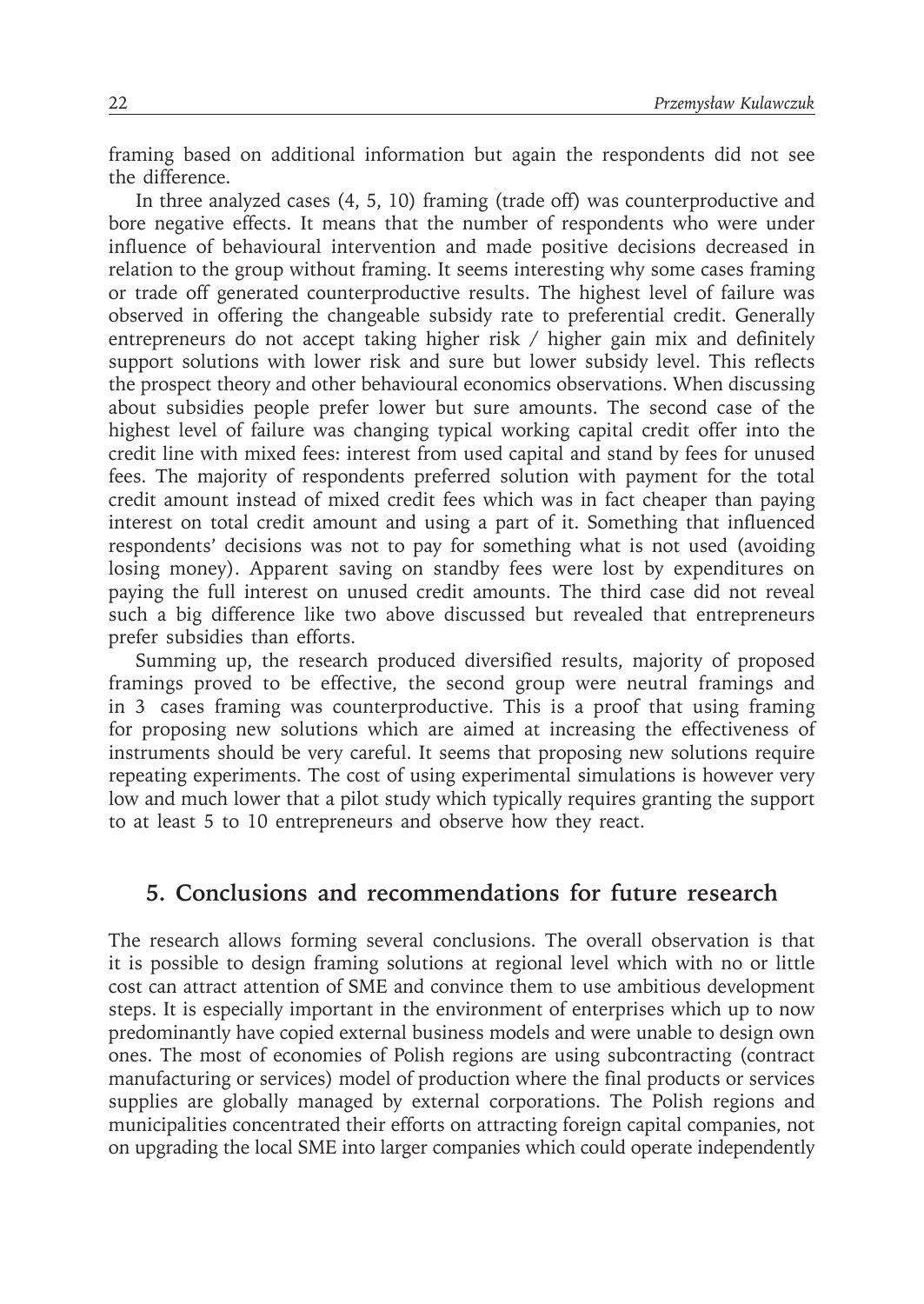framing based on additional information but again the respondents did not see the difference.

In three analyzed cases (4, 5, 10) framing (trade off) was counterproductive and bore negative effects. It means that the number of respondents who were under influence of behavioural intervention and made positive decisions decreased in relation to the group without framing. It seems interesting why some cases framing or trade off generated counterproductive results. The highest level of failure was observed in offering the changeable subsidy rate to preferential credit. Generally entrepreneurs do not accept taking higher risk / higher gain mix and definitely support solutions with lower risk and sure but lower subsidy level. This reflects the prospect theory and other behavioural economics observations. When discussing about subsidies people prefer lower but sure amounts. The second case of the highest level of failure was changing typical working capital credit offer into the credit line with mixed fees: interest from used capital and stand by fees for unused fees. The majority of respondents preferred solution with payment for the total credit amount instead of mixed credit fees which was in fact cheaper than paying interest on total credit amount and using a part of it. Something that influenced respondents' decisions was not to pay for something what is not used (avoiding losing money). Apparent saving on standby fees were lost by expenditures on paying the full interest on unused credit amounts. The third case did not reveal such a big difference like two above discussed but revealed that entrepreneurs prefer subsidies than efforts.

Summing up, the research produced diversified results, majority of proposed framings proved to be effective, the second group were neutral framings and in 3 cases framing was counterproductive. This is a proof that using framing for proposing new solutions which are aimed at increasing the effectiveness of instruments should be very careful. It seems that proposing new solutions require repeating experiments. The cost of using experimental simulations is however very low and much lower that a pilot study which typically requires granting the support to at least 5 to 10 entrepreneurs and observe how they react.

## 5. Conclusions and recommendations for future research

The research allows forming several conclusions. The overall observation is that it is possible to design framing solutions at regional level which with no or little cost can attract attention of SME and convince them to use ambitious development steps. It is especially important in the environment of enterprises which up to now predominantly have copied external business models and were unable to design own ones. The most of economies of Polish regions are using subcontracting (contract manufacturing or services) model of production where the final products or services supplies are globally managed by external corporations. The Polish regions and municipalities concentrated their efforts on attracting foreign capital companies, not on upgrading the local SME into larger companies which could operate independently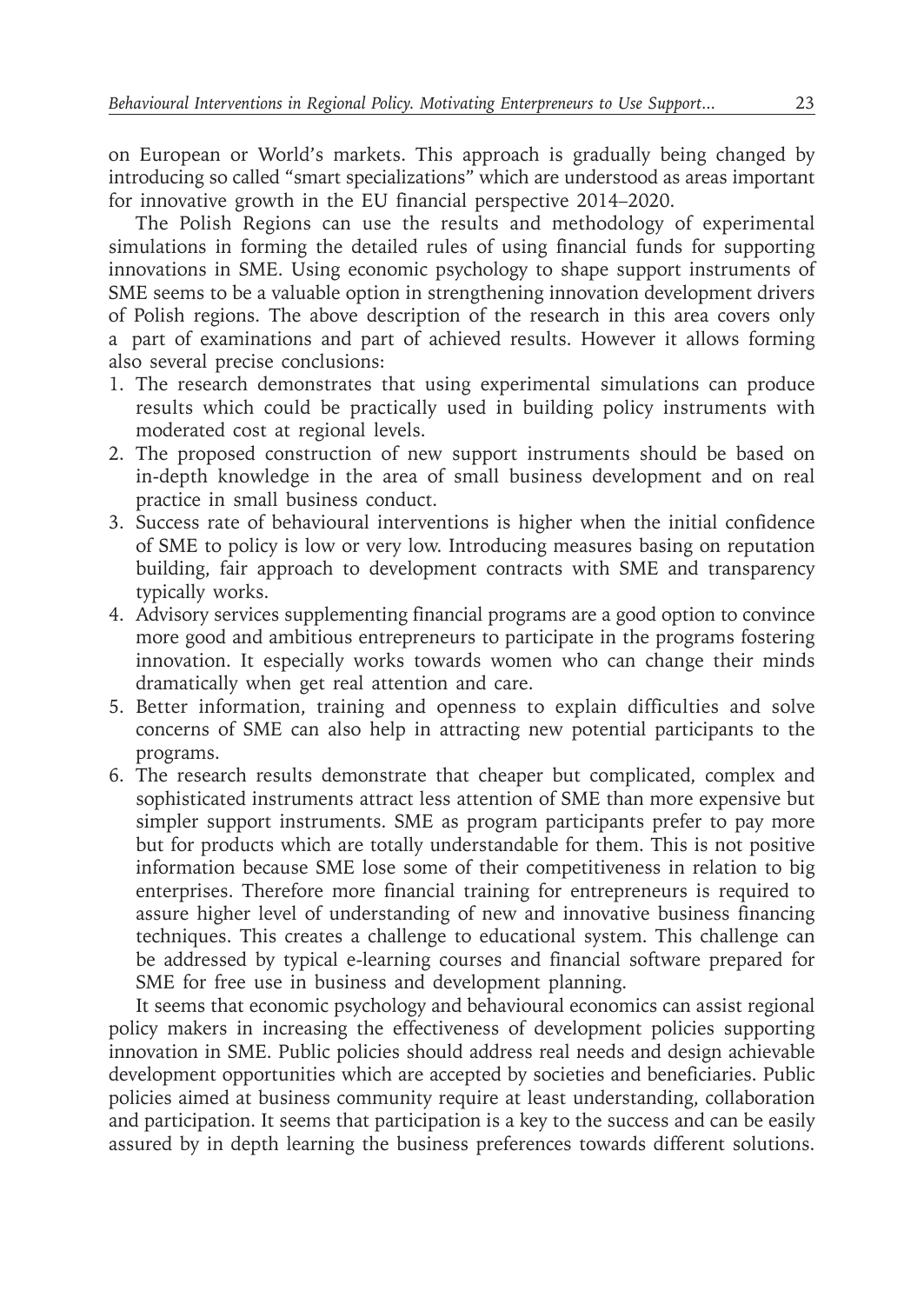on European or World's markets. This approach is gradually being changed by introducing so called "smart specializations" which are understood as areas important for innovative growth in the EU financial perspective 2014–2020.

The Polish Regions can use the results and methodology of experimental simulations in forming the detailed rules of using financial funds for supporting innovations in SME. Using economic psychology to shape support instruments of SME seems to be a valuable option in strengthening innovation development drivers of Polish regions. The above description of the research in this area covers only a part of examinations and part of achieved results. However it allows forming also several precise conclusions:

1. The research demonstrates that using experimental simulations can produce results which could be practically used in building policy instruments with moderated cost at regional levels.
2. The proposed construction of new support instruments should be based on in-depth knowledge in the area of small business development and on real practice in small business conduct.
3. Success rate of behavioural interventions is higher when the initial confidence of SME to policy is low or very low. Introducing measures basing on reputation building, fair approach to development contracts with SME and transparency typically works.
4. Advisory services supplementing financial programs are a good option to convince more good and ambitious entrepreneurs to participate in the programs fostering innovation. It especially works towards women who can change their minds dramatically when get real attention and care.
5. Better information, training and openness to explain difficulties and solve concerns of SME can also help in attracting new potential participants to the programs.
6. The research results demonstrate that cheaper but complicated, complex and sophisticated instruments attract less attention of SME than more expensive but simpler support instruments. SME as program participants prefer to pay more but for products which are totally understandable for them. This is not positive information because SME lose some of their competitiveness in relation to big enterprises. Therefore more financial training for entrepreneurs is required to assure higher level of understanding of new and innovative business financing techniques. This creates a challenge to educational system. This challenge can be addressed by typical e-learning courses and financial software prepared for SME for free use in business and development planning.

It seems that economic psychology and behavioural economics can assist regional policy makers in increasing the effectiveness of development policies supporting innovation in SME. Public policies should address real needs and design achievable development opportunities which are accepted by societies and beneficiaries. Public policies aimed at business community require at least understanding, collaboration and participation. It seems that participation is a key to the success and can be easily assured by in depth learning the business preferences towards different solutions.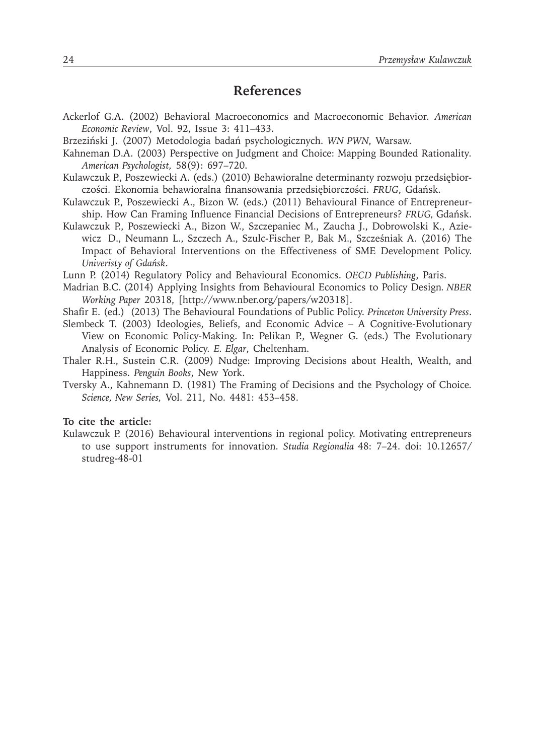## References

Ackerlof G.A. (2002) Behavioral Macroeconomics and Macroeconomic Behavior. *American Economic Review*, Vol. 92, Issue 3: 411–433.

Brzeziński J. (2007) Metodologia badań psychologicznych. *WN PWN*, Warsaw.

Kahneman D.A. (2003) Perspective on Judgment and Choice: Mapping Bounded Rationality. *American Psychologist*, 58(9): 697–720.

Kulawczuk P., Poszewiecki A. (eds.) (2010) Behawioralne determinanty rozwoju przedsiębiorczości. Ekonomia behawioralna finansowania przedsiębiorczości. *FRUG*, Gdańsk.

Kulawczuk P., Poszewiecki A., Bizon W. (eds.) (2011) Behavioural Finance of Entrepreneurship. How Can Framing Influence Financial Decisions of Entrepreneurs? *FRUG*, Gdańsk.

Kulawczuk P., Poszewiecki A., Bizon W., Szczepaniec M., Zaucha J., Dobrowolski K., Aziewicz D., Neumann L., Szczech A., Szulc-Fischer P., Bak M., Szcześniak A. (2016) The Impact of Behavioral Interventions on the Effectiveness of SME Development Policy. *Univeristy of Gdańsk*.

Lunn P. (2014) Regulatory Policy and Behavioural Economics. *OECD Publishing*, Paris.

Madrian B.C. (2014) Applying Insights from Behavioural Economics to Policy Design. *NBER Working Paper* 20318, [http://www.nber.org/papers/w20318].

Shafir E. (ed.) (2013) The Behavioural Foundations of Public Policy. *Princeton University Press*.

Slembeck T. (2003) Ideologies, Beliefs, and Economic Advice – A Cognitive-Evolutionary View on Economic Policy-Making. In: Pelikan P., Wegner G. (eds.) The Evolutionary Analysis of Economic Policy. *E. Elgar*, Cheltenham.

Thaler R.H., Sustein C.R. (2009) Nudge: Improving Decisions about Health, Wealth, and Happiness. *Penguin Books*, New York.

Tversky A., Kahnemann D. (1981) The Framing of Decisions and the Psychology of Choice. *Science, New Series*, Vol. 211, No. 4481: 453–458.

**To cite the article:**

Kulawczuk P. (2016) Behavioural interventions in regional policy. Motivating entrepreneurs to use support instruments for innovation. *Studia Regionalia* 48: 7–24. doi: 10.12657/studreg-48-01